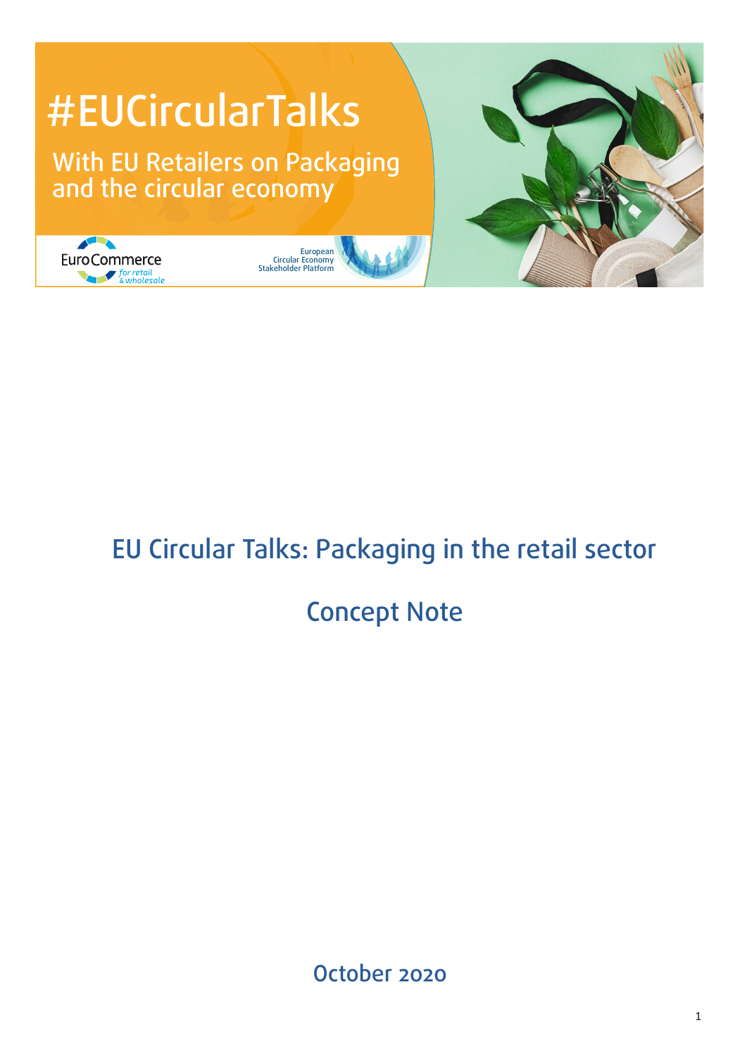# #EUCircularTalks

With EU Retailers on Packaging and the circular economy

EuroCommerce for retail & wholesale

European Circular Economy Stakeholder Platform

## EU Circular Talks: Packaging in the retail sector

## Concept Note

October 2020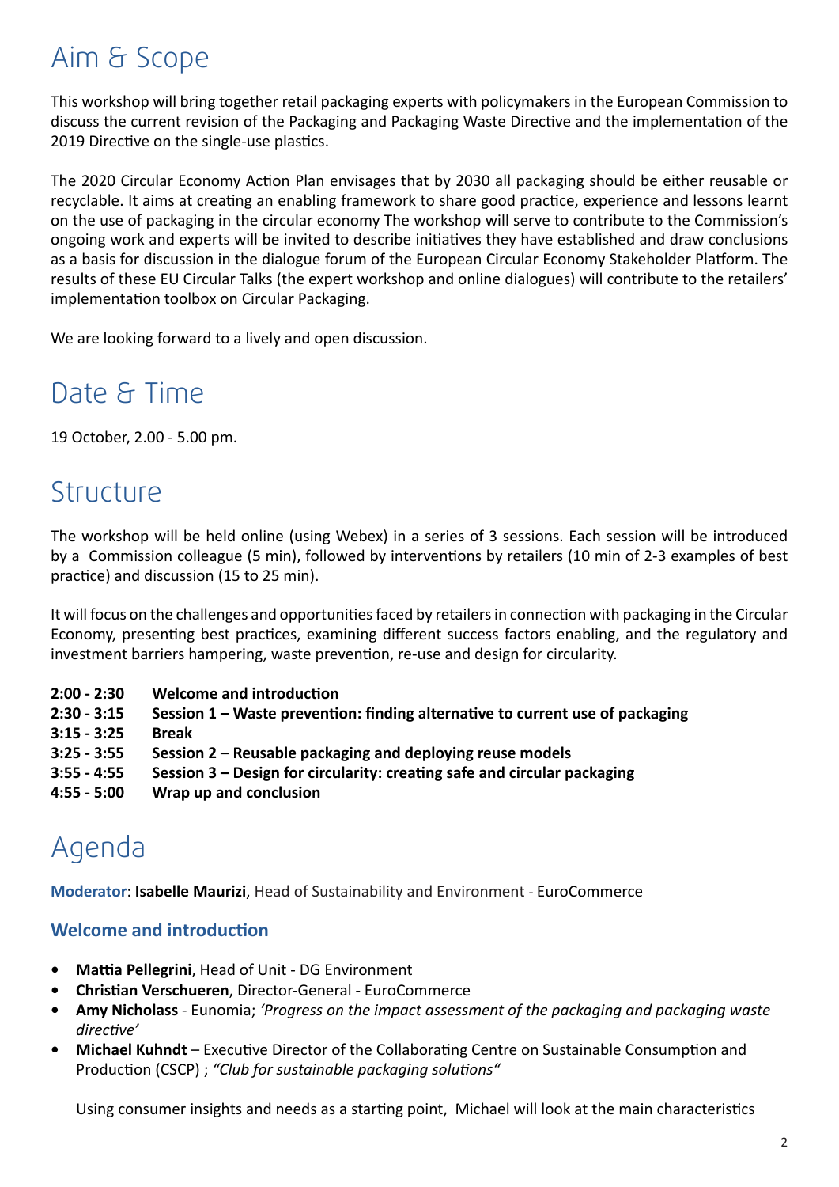# Aim & Scope

This workshop will bring together retail packaging experts with policymakers in the European Commission to discuss the current revision of the Packaging and Packaging Waste Directive and the implementation of the 2019 Directive on the single-use plastics.

The 2020 Circular Economy Action Plan envisages that by 2030 all packaging should be either reusable or recyclable. It aims at creating an enabling framework to share good practice, experience and lessons learnt on the use of packaging in the circular economy The workshop will serve to contribute to the Commission's ongoing work and experts will be invited to describe initiatives they have established and draw conclusions as a basis for discussion in the dialogue forum of the European Circular Economy Stakeholder Platform. The results of these EU Circular Talks (the expert workshop and online dialogues) will contribute to the retailers' implementation toolbox on Circular Packaging.

We are looking forward to a lively and open discussion.

# Date & Time

19 October, 2.00 - 5.00 pm.

# Structure

The workshop will be held online (using Webex) in a series of 3 sessions. Each session will be introduced by a Commission colleague (5 min), followed by interventions by retailers (10 min of 2-3 examples of best practice) and discussion (15 to 25 min).

It will focus on the challenges and opportunities faced by retailers in connection with packaging in the Circular Economy, presenting best practices, examining different success factors enabling, and the regulatory and investment barriers hampering, waste prevention, re-use and design for circularity.

| | |
|---|---|
| **2:00 - 2:30** | **Welcome and introduction** |
| **2:30 - 3:15** | **Session 1 – Waste prevention: finding alternative to current use of packaging** |
| **3:15 - 3:25** | **Break** |
| **3:25 - 3:55** | **Session 2 – Reusable packaging and deploying reuse models** |
| **3:55 - 4:55** | **Session 3 – Design for circularity: creating safe and circular packaging** |
| **4:55 - 5:00** | **Wrap up and conclusion** |

# Agenda

**Moderator**: **Isabelle Maurizi**, Head of Sustainability and Environment - EuroCommerce

### Welcome and introduction

- **Mattia Pellegrini**, Head of Unit - DG Environment
- **Christian Verschueren**, Director-General - EuroCommerce
- **Amy Nicholass** - Eunomia; *'Progress on the impact assessment of the packaging and packaging waste directive'*
- **Michael Kuhndt** – Executive Director of the Collaborating Centre on Sustainable Consumption and Production (CSCP) ; *"Club for sustainable packaging solutions"*

  Using consumer insights and needs as a starting point, Michael will look at the main characteristics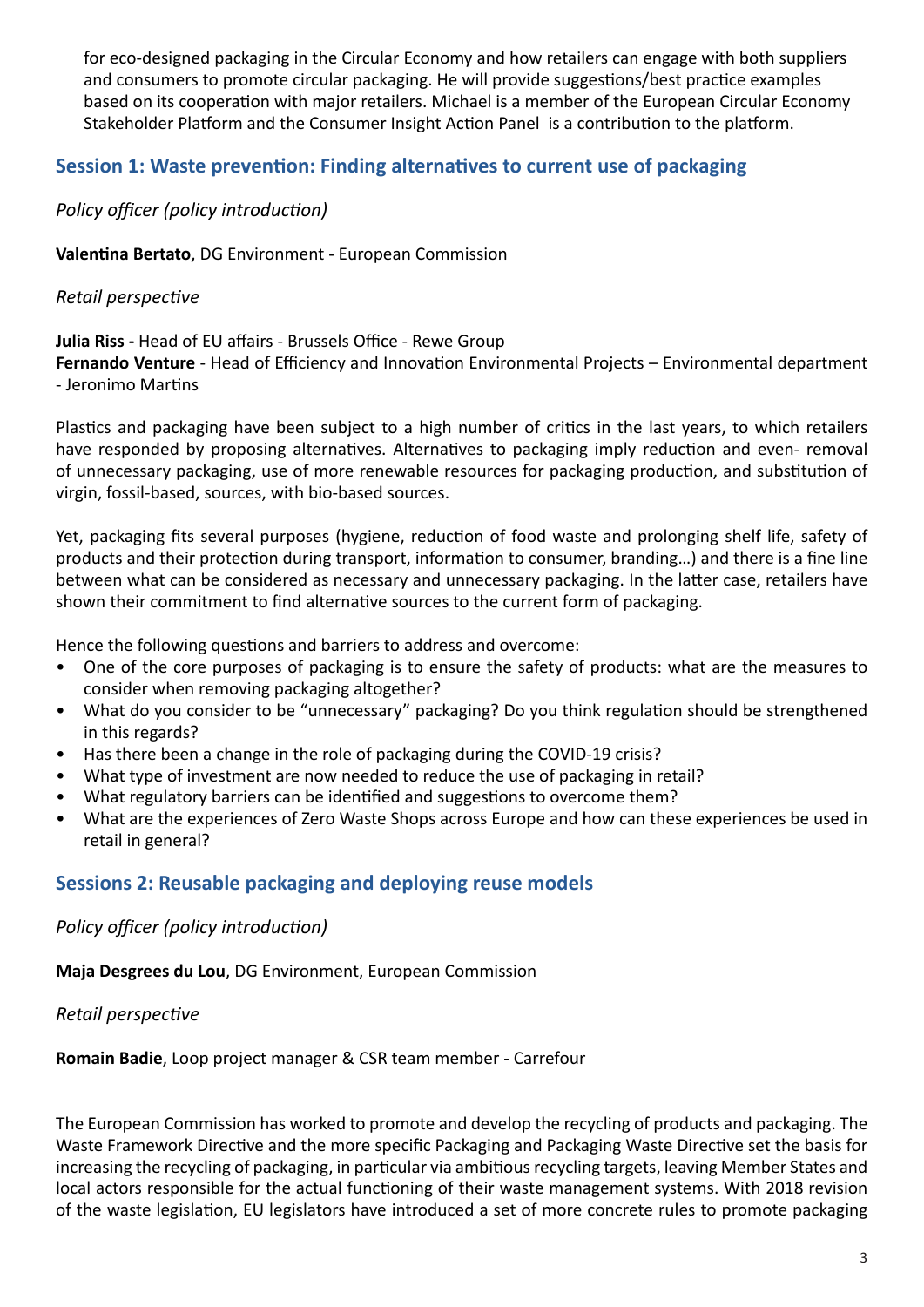for eco-designed packaging in the Circular Economy and how retailers can engage with both suppliers and consumers to promote circular packaging. He will provide suggestions/best practice examples based on its cooperation with major retailers. Michael is a member of the European Circular Economy Stakeholder Platform and the Consumer Insight Action Panel is a contribution to the platform.

## Session 1: Waste prevention: Finding alternatives to current use of packaging

*Policy officer (policy introduction)*

**Valentina Bertato**, DG Environment - European Commission

*Retail perspective*

**Julia Riss -** Head of EU affairs - Brussels Office - Rewe Group
**Fernando Venture** - Head of Efficiency and Innovation Environmental Projects – Environmental department - Jeronimo Martins

Plastics and packaging have been subject to a high number of critics in the last years, to which retailers have responded by proposing alternatives. Alternatives to packaging imply reduction and even- removal of unnecessary packaging, use of more renewable resources for packaging production, and substitution of virgin, fossil-based, sources, with bio-based sources.

Yet, packaging fits several purposes (hygiene, reduction of food waste and prolonging shelf life, safety of products and their protection during transport, information to consumer, branding…) and there is a fine line between what can be considered as necessary and unnecessary packaging. In the latter case, retailers have shown their commitment to find alternative sources to the current form of packaging.

Hence the following questions and barriers to address and overcome:

- One of the core purposes of packaging is to ensure the safety of products: what are the measures to consider when removing packaging altogether?
- What do you consider to be “unnecessary” packaging? Do you think regulation should be strengthened in this regards?
- Has there been a change in the role of packaging during the COVID-19 crisis?
- What type of investment are now needed to reduce the use of packaging in retail?
- What regulatory barriers can be identified and suggestions to overcome them?
- What are the experiences of Zero Waste Shops across Europe and how can these experiences be used in retail in general?

## Sessions 2: Reusable packaging and deploying reuse models

*Policy officer (policy introduction)*

**Maja Desgrees du Lou**, DG Environment, European Commission

*Retail perspective*

**Romain Badie**, Loop project manager & CSR team member - Carrefour

The European Commission has worked to promote and develop the recycling of products and packaging. The Waste Framework Directive and the more specific Packaging and Packaging Waste Directive set the basis for increasing the recycling of packaging, in particular via ambitious recycling targets, leaving Member States and local actors responsible for the actual functioning of their waste management systems. With 2018 revision of the waste legislation, EU legislators have introduced a set of more concrete rules to promote packaging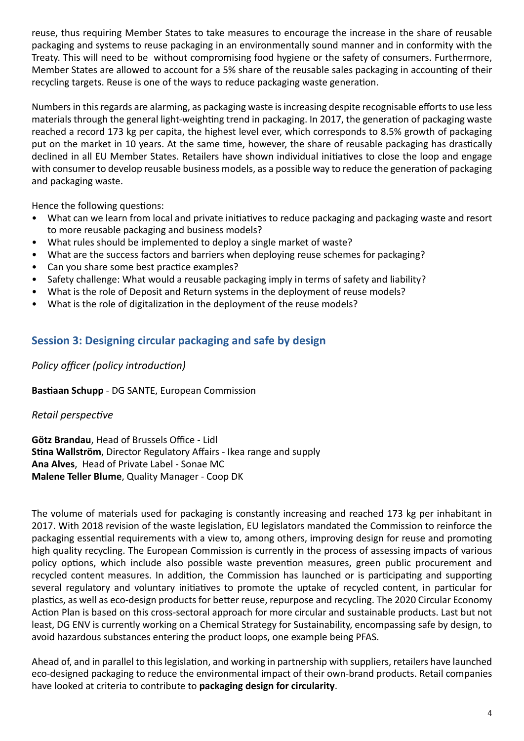reuse, thus requiring Member States to take measures to encourage the increase in the share of reusable packaging and systems to reuse packaging in an environmentally sound manner and in conformity with the Treaty. This will need to be  without compromising food hygiene or the safety of consumers. Furthermore, Member States are allowed to account for a 5% share of the reusable sales packaging in accounting of their recycling targets. Reuse is one of the ways to reduce packaging waste generation.

Numbers in this regards are alarming, as packaging waste is increasing despite recognisable efforts to use less materials through the general light-weighting trend in packaging. In 2017, the generation of packaging waste reached a record 173 kg per capita, the highest level ever, which corresponds to 8.5% growth of packaging put on the market in 10 years. At the same time, however, the share of reusable packaging has drastically declined in all EU Member States. Retailers have shown individual initiatives to close the loop and engage with consumer to develop reusable business models, as a possible way to reduce the generation of packaging and packaging waste.

Hence the following questions:

- What can we learn from local and private initiatives to reduce packaging and packaging waste and resort to more reusable packaging and business models?
- What rules should be implemented to deploy a single market of waste?
- What are the success factors and barriers when deploying reuse schemes for packaging?
- Can you share some best practice examples?
- Safety challenge: What would a reusable packaging imply in terms of safety and liability?
- What is the role of Deposit and Return systems in the deployment of reuse models?
- What is the role of digitalization in the deployment of the reuse models?

## Session 3: Designing circular packaging and safe by design

*Policy officer (policy introduction)*

**Bastiaan Schupp** - DG SANTE, European Commission

*Retail perspective*

**Götz Brandau**, Head of Brussels Office - Lidl
**Stina Wallström**, Director Regulatory Affairs - Ikea range and supply
**Ana Alves**,  Head of Private Label - Sonae MC
**Malene Teller Blume**, Quality Manager - Coop DK

The volume of materials used for packaging is constantly increasing and reached 173 kg per inhabitant in 2017. With 2018 revision of the waste legislation, EU legislators mandated the Commission to reinforce the packaging essential requirements with a view to, among others, improving design for reuse and promoting high quality recycling. The European Commission is currently in the process of assessing impacts of various policy options, which include also possible waste prevention measures, green public procurement and recycled content measures. In addition, the Commission has launched or is participating and supporting several regulatory and voluntary initiatives to promote the uptake of recycled content, in particular for plastics, as well as eco-design products for better reuse, repurpose and recycling. The 2020 Circular Economy Action Plan is based on this cross-sectoral approach for more circular and sustainable products. Last but not least, DG ENV is currently working on a Chemical Strategy for Sustainability, encompassing safe by design, to avoid hazardous substances entering the product loops, one example being PFAS.

Ahead of, and in parallel to this legislation, and working in partnership with suppliers, retailers have launched eco-designed packaging to reduce the environmental impact of their own-brand products. Retail companies have looked at criteria to contribute to **packaging design for circularity**.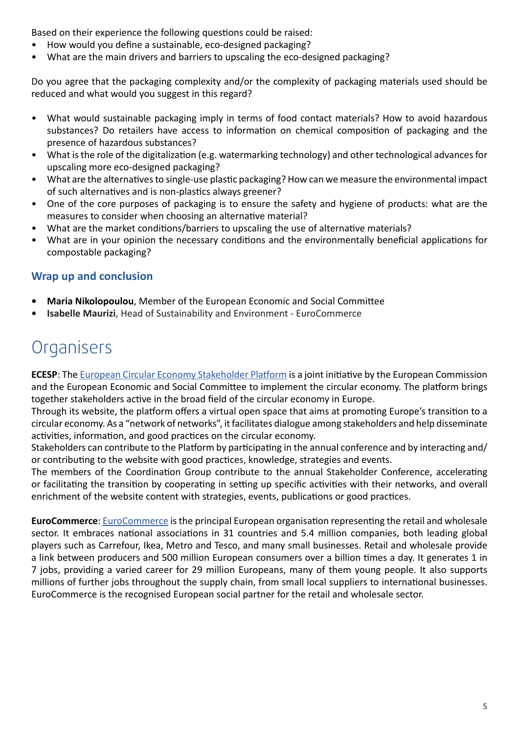Based on their experience the following questions could be raised:

- How would you define a sustainable, eco-designed packaging?
- What are the main drivers and barriers to upscaling the eco-designed packaging?

Do you agree that the packaging complexity and/or the complexity of packaging materials used should be reduced and what would you suggest in this regard?

- What would sustainable packaging imply in terms of food contact materials? How to avoid hazardous substances? Do retailers have access to information on chemical composition of packaging and the presence of hazardous substances?
- What is the role of the digitalization (e.g. watermarking technology) and other technological advances for upscaling more eco-designed packaging?
- What are the alternatives to single-use plastic packaging? How can we measure the environmental impact of such alternatives and is non-plastics always greener?
- One of the core purposes of packaging is to ensure the safety and hygiene of products: what are the measures to consider when choosing an alternative material?
- What are the market conditions/barriers to upscaling the use of alternative materials?
- What are in your opinion the necessary conditions and the environmentally beneficial applications for compostable packaging?

### Wrap up and conclusion

- **Maria Nikolopoulou**, Member of the European Economic and Social Committee
- **Isabelle Maurizi**, Head of Sustainability and Environment - EuroCommerce

## Organisers

**ECESP**: The European Circular Economy Stakeholder Platform is a joint initiative by the European Commission and the European Economic and Social Committee to implement the circular economy. The platform brings together stakeholders active in the broad field of the circular economy in Europe.
Through its website, the platform offers a virtual open space that aims at promoting Europe's transition to a circular economy. As a "network of networks", it facilitates dialogue among stakeholders and help disseminate activities, information, and good practices on the circular economy.
Stakeholders can contribute to the Platform by participating in the annual conference and by interacting and/or contributing to the website with good practices, knowledge, strategies and events.
The members of the Coordination Group contribute to the annual Stakeholder Conference, accelerating or facilitating the transition by cooperating in setting up specific activities with their networks, and overall enrichment of the website content with strategies, events, publications or good practices.

**EuroCommerce**: EuroCommerce is the principal European organisation representing the retail and wholesale sector. It embraces national associations in 31 countries and 5.4 million companies, both leading global players such as Carrefour, Ikea, Metro and Tesco, and many small businesses. Retail and wholesale provide a link between producers and 500 million European consumers over a billion times a day. It generates 1 in 7 jobs, providing a varied career for 29 million Europeans, many of them young people. It also supports millions of further jobs throughout the supply chain, from small local suppliers to international businesses. EuroCommerce is the recognised European social partner for the retail and wholesale sector.